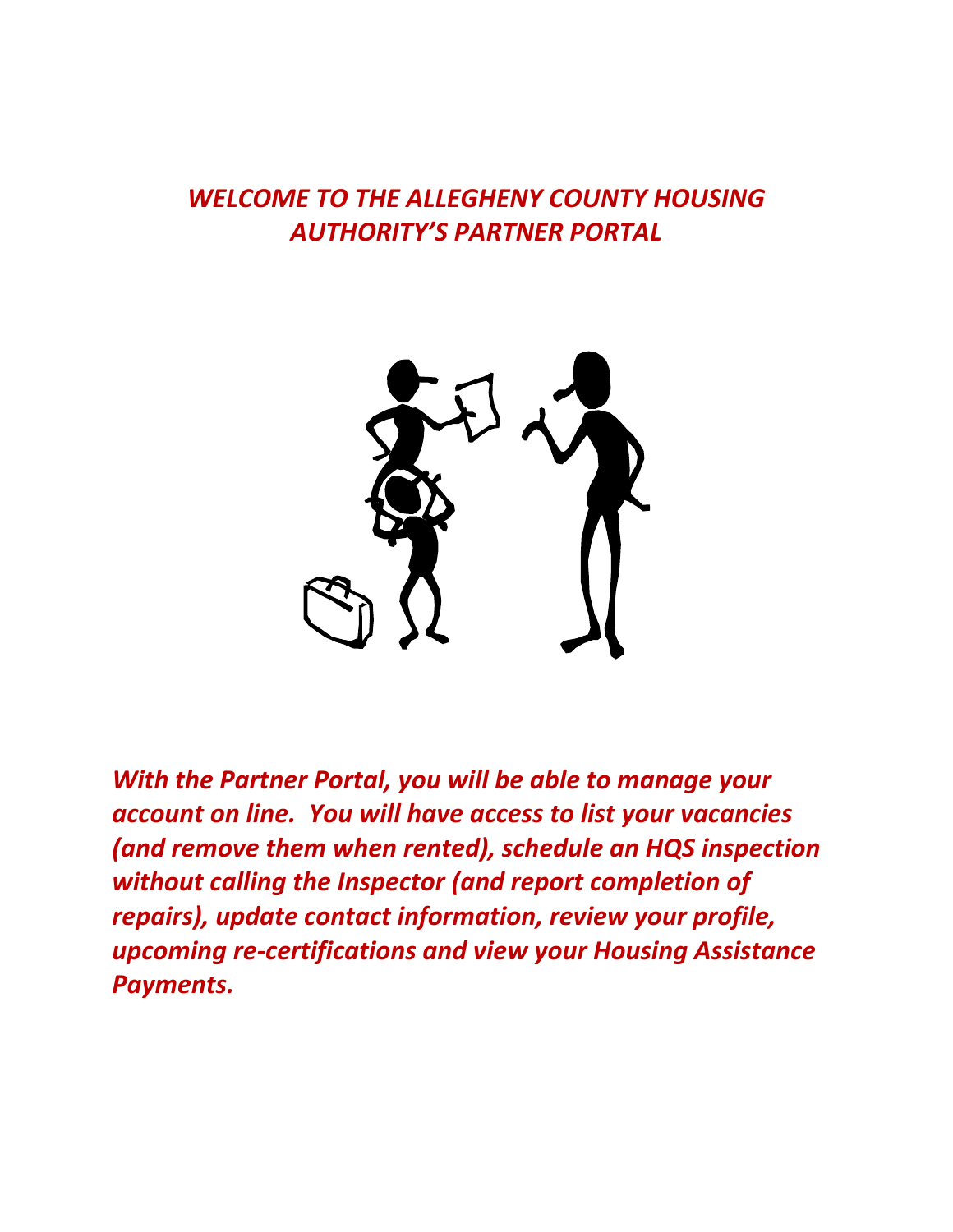# *WELCOME TO THE ALLEGHENY COUNTY HOUSING AUTHORITY'S PARTNER PORTAL*

***With the Partner Portal, you will be able to manage your account on line. You will have access to list your vacancies (and remove them when rented), schedule an HQS inspection without calling the Inspector (and report completion of repairs), update contact information, review your profile, upcoming re-certifications and view your Housing Assistance Payments.***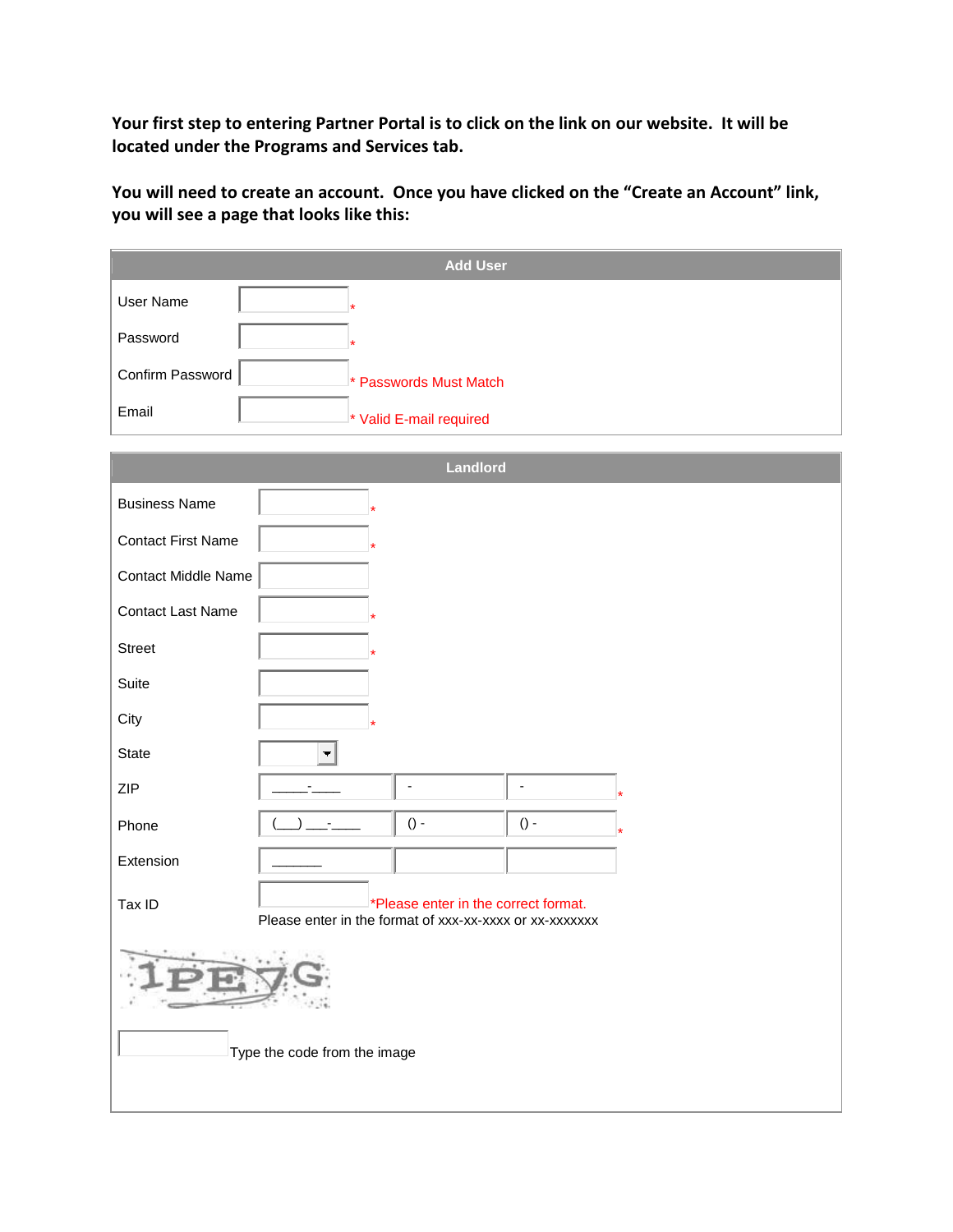**Your first step to entering Partner Portal is to click on the link on our website. It will be located under the Programs and Services tab.**

**You will need to create an account. Once you have clicked on the "Create an Account" link, you will see a page that looks like this:**

| Add User | |
|---|---|
| User Name | * |
| Password | * |
| Confirm Password | * Passwords Must Match |
| Email | * Valid E-mail required |

| Landlord | | | |
|---|---|---|---|
| Business Name | * | | |
| Contact First Name | * | | |
| Contact Middle Name | | | |
| Contact Last Name | * | | |
| Street | * | | |
| Suite | | | |
| City | * | | |
| State | | | |
| ZIP | _____-____ | - | - * |
| Phone | (___) ___-____ | () - | () - * |
| Extension | ______ | | |
| Tax ID | *Please enter in the correct format. Please enter in the format of xxx-xx-xxxx or xx-xxxxxxx | | |

1PE7G

Type the code from the image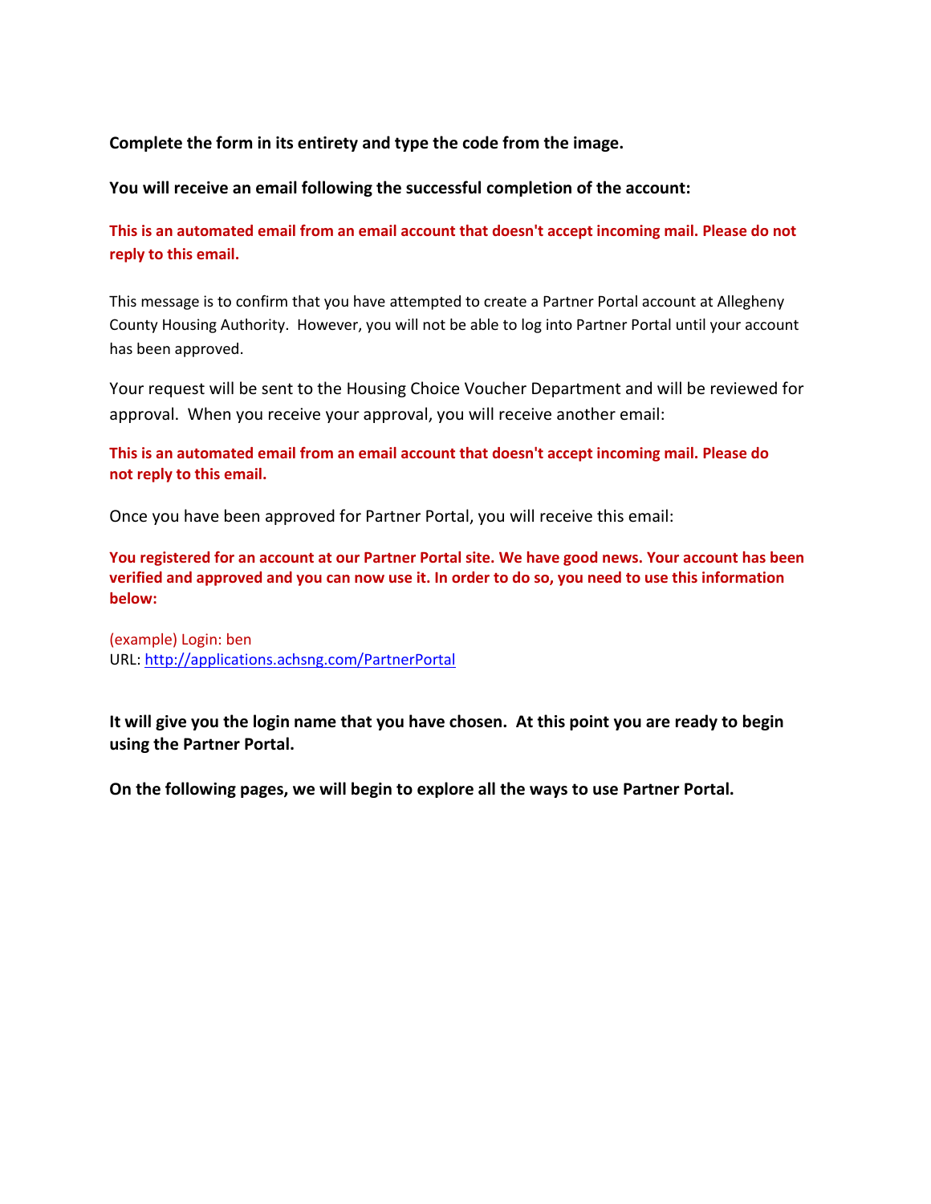**Complete the form in its entirety and type the code from the image.**

**You will receive an email following the successful completion of the account:**

**This is an automated email from an email account that doesn't accept incoming mail. Please do not reply to this email.**

This message is to confirm that you have attempted to create a Partner Portal account at Allegheny County Housing Authority. However, you will not be able to log into Partner Portal until your account has been approved.

Your request will be sent to the Housing Choice Voucher Department and will be reviewed for approval. When you receive your approval, you will receive another email:

**This is an automated email from an email account that doesn't accept incoming mail. Please do not reply to this email.**

Once you have been approved for Partner Portal, you will receive this email:

**You registered for an account at our Partner Portal site. We have good news. Your account has been verified and approved and you can now use it. In order to do so, you need to use this information below:**

(example) Login: ben
URL: [http://applications.achsng.com/PartnerPortal](http://applications.achsng.com/PartnerPortal)

**It will give you the login name that you have chosen. At this point you are ready to begin using the Partner Portal.**

**On the following pages, we will begin to explore all the ways to use Partner Portal.**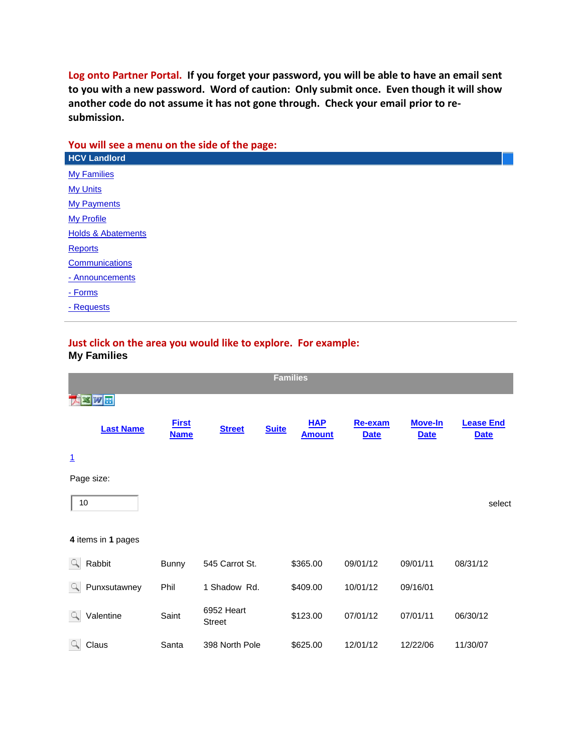**Log onto Partner Portal. If you forget your password, you will be able to have an email sent to you with a new password. Word of caution: Only submit once. Even though it will show another code do not assume it has not gone through. Check your email prior to re-submission.**

**You will see a menu on the side of the page:**

**HCV Landlord**

- My Families
- My Units
- My Payments
- My Profile
- Holds & Abatements
- Reports
- Communications
- - Announcements
- - Forms
- - Requests

---

**Just click on the area you would like to explore. For example:**

**My Families**

**Families**

1

Page size: 10 select

**4** items in **1** pages

| | Last Name | First Name | Street | Suite | HAP Amount | Re-exam Date | Move-In Date | Lease End Date |
|---|---|---|---|---|---|---|---|---|
| | Rabbit | Bunny | 545 Carrot St. | | $365.00 | 09/01/12 | 09/01/11 | 08/31/12 |
| | Punxsutawney | Phil | 1 Shadow Rd. | | $409.00 | 10/01/12 | 09/16/01 | |
| | Valentine | Saint | 6952 Heart Street | | $123.00 | 07/01/12 | 07/01/11 | 06/30/12 |
| | Claus | Santa | 398 North Pole | | $625.00 | 12/01/12 | 12/22/06 | 11/30/07 |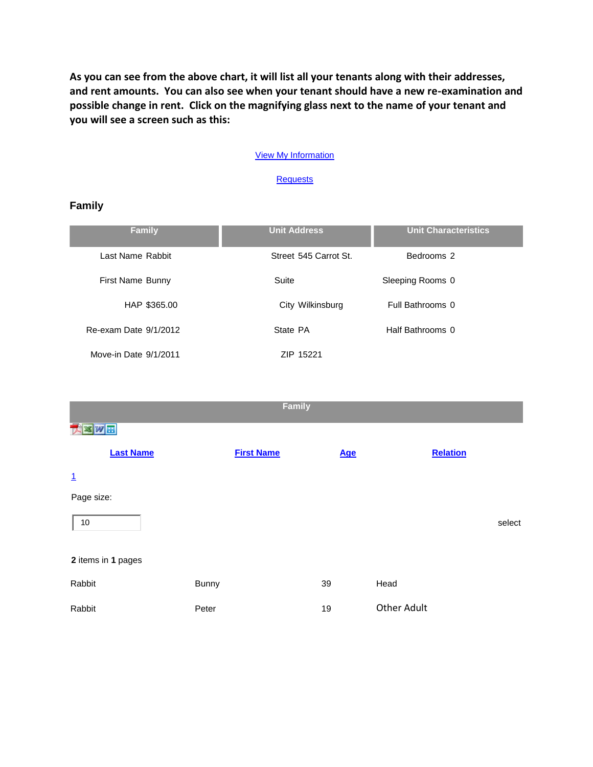**As you can see from the above chart, it will list all your tenants along with their addresses, and rent amounts. You can also see when your tenant should have a new re-examination and possible change in rent. Click on the magnifying glass next to the name of your tenant and you will see a screen such as this:**

View My Information

Requests

### Family

| Family | Unit Address | Unit Characteristics |
|---|---|---|
| Last Name Rabbit | Street 545 Carrot St. | Bedrooms 2 |
| First Name Bunny | Suite | Sleeping Rooms 0 |
| HAP $365.00 | City Wilkinsburg | Full Bathrooms 0 |
| Re-exam Date 9/1/2012 | State PA | Half Bathrooms 0 |
| Move-in Date 9/1/2011 | ZIP 15221 | |

**Family**

| Last Name | First Name | Age | Relation |
|---|---|---|---|
| Rabbit | Bunny | 39 | Head |
| Rabbit | Peter | 19 | Other Adult |

1

Page size: 10 select

**2** items in **1** pages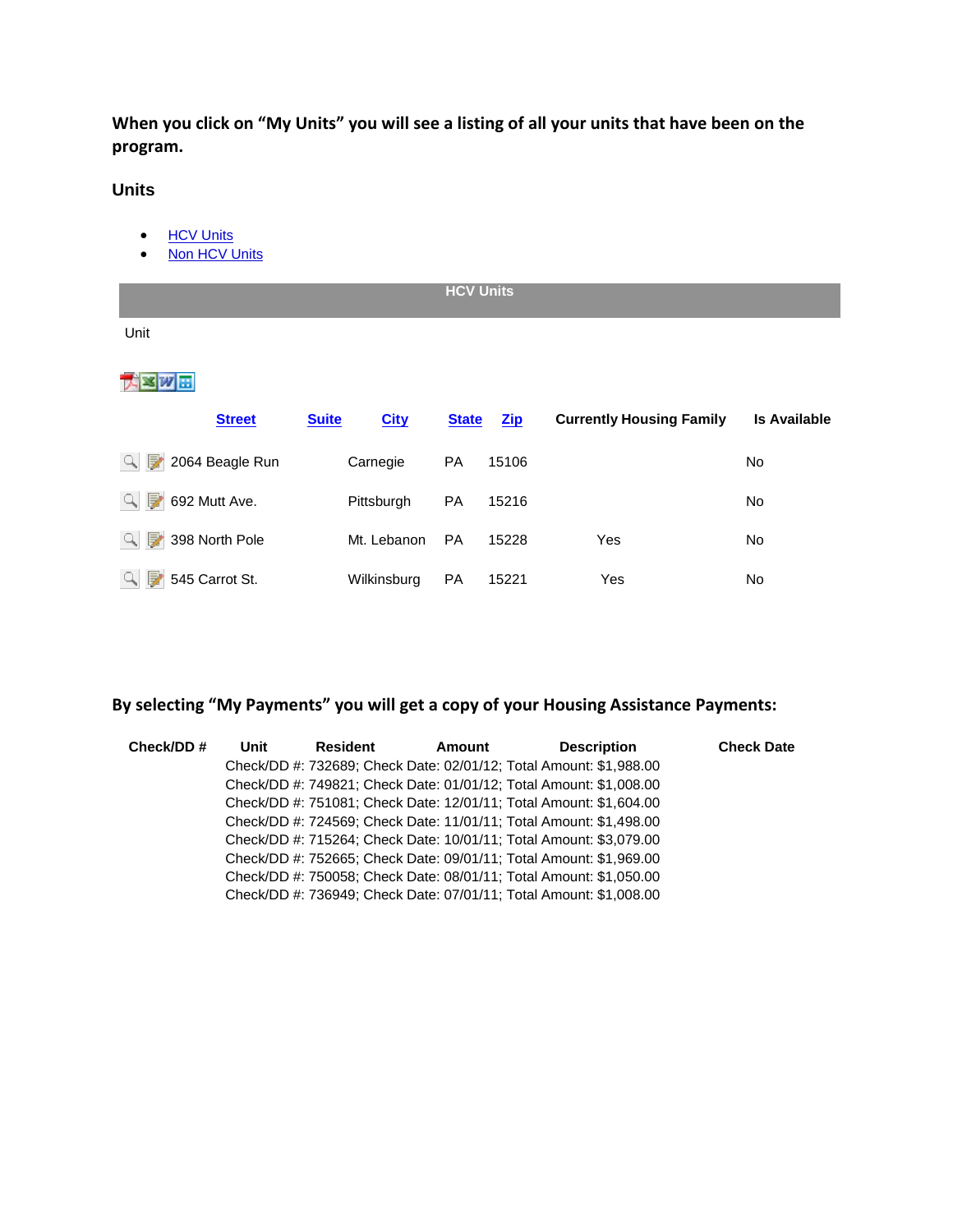**When you click on "My Units" you will see a listing of all your units that have been on the program.**

### Units

- HCV Units
- Non HCV Units

**HCV Units**

Unit

| Street | Suite | City | State | Zip | Currently Housing Family | Is Available |
|---|---|---|---|---|---|---|
| 2064 Beagle Run | | Carnegie | PA | 15106 | | No |
| 692 Mutt Ave. | | Pittsburgh | PA | 15216 | | No |
| 398 North Pole | | Mt. Lebanon | PA | 15228 | Yes | No |
| 545 Carrot St. | | Wilkinsburg | PA | 15221 | Yes | No |

**By selecting "My Payments" you will get a copy of your Housing Assistance Payments:**

| Check/DD # | Unit | Resident | Amount | Description | Check Date |
|---|---|---|---|---|---|

Check/DD #: 732689; Check Date: 02/01/12; Total Amount: $1,988.00
Check/DD #: 749821; Check Date: 01/01/12; Total Amount: $1,008.00
Check/DD #: 751081; Check Date: 12/01/11; Total Amount: $1,604.00
Check/DD #: 724569; Check Date: 11/01/11; Total Amount: $1,498.00
Check/DD #: 715264; Check Date: 10/01/11; Total Amount: $3,079.00
Check/DD #: 752665; Check Date: 09/01/11; Total Amount: $1,969.00
Check/DD #: 750058; Check Date: 08/01/11; Total Amount: $1,050.00
Check/DD #: 736949; Check Date: 07/01/11; Total Amount: $1,008.00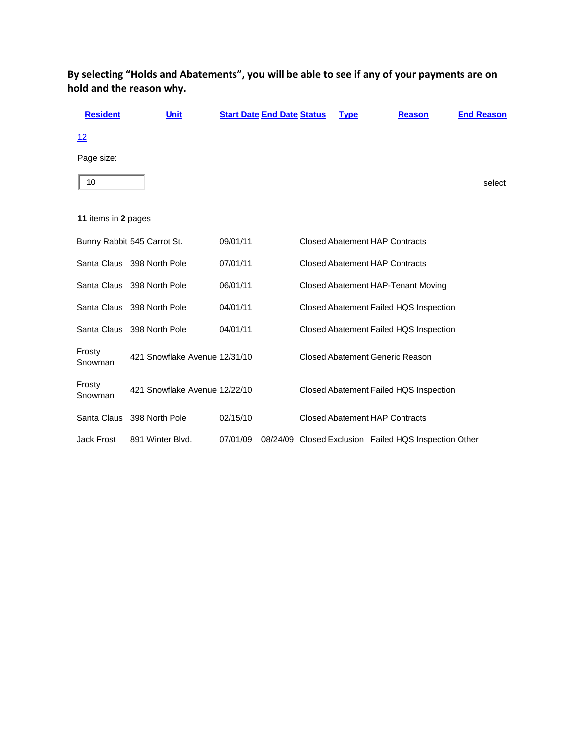**By selecting "Holds and Abatements", you will be able to see if any of your payments are on hold and the reason why.**

| Resident | Unit | Start Date | End Date | Status | Type | Reason | End Reason |
|---|---|---|---|---|---|---|---|

12

Page size:

10

select

**11** items in **2** pages

| Resident | Unit | Start Date | End Date | Status | Type | Reason | End Reason |
|---|---|---|---|---|---|---|---|
| Bunny Rabbit | 545 Carrot St. | 09/01/11 | | Closed | Abatement | HAP Contracts | |
| Santa Claus | 398 North Pole | 07/01/11 | | Closed | Abatement | HAP Contracts | |
| Santa Claus | 398 North Pole | 06/01/11 | | Closed | Abatement | HAP-Tenant Moving | |
| Santa Claus | 398 North Pole | 04/01/11 | | Closed | Abatement | Failed HQS Inspection | |
| Santa Claus | 398 North Pole | 04/01/11 | | Closed | Abatement | Failed HQS Inspection | |
| Frosty Snowman | 421 Snowflake Avenue | 12/31/10 | | Closed | Abatement | Generic Reason | |
| Frosty Snowman | 421 Snowflake Avenue | 12/22/10 | | Closed | Abatement | Failed HQS Inspection | |
| Santa Claus | 398 North Pole | 02/15/10 | | Closed | Abatement | HAP Contracts | |
| Jack Frost | 891 Winter Blvd. | 07/01/09 | 08/24/09 | Closed | Exclusion | Failed HQS Inspection | Other |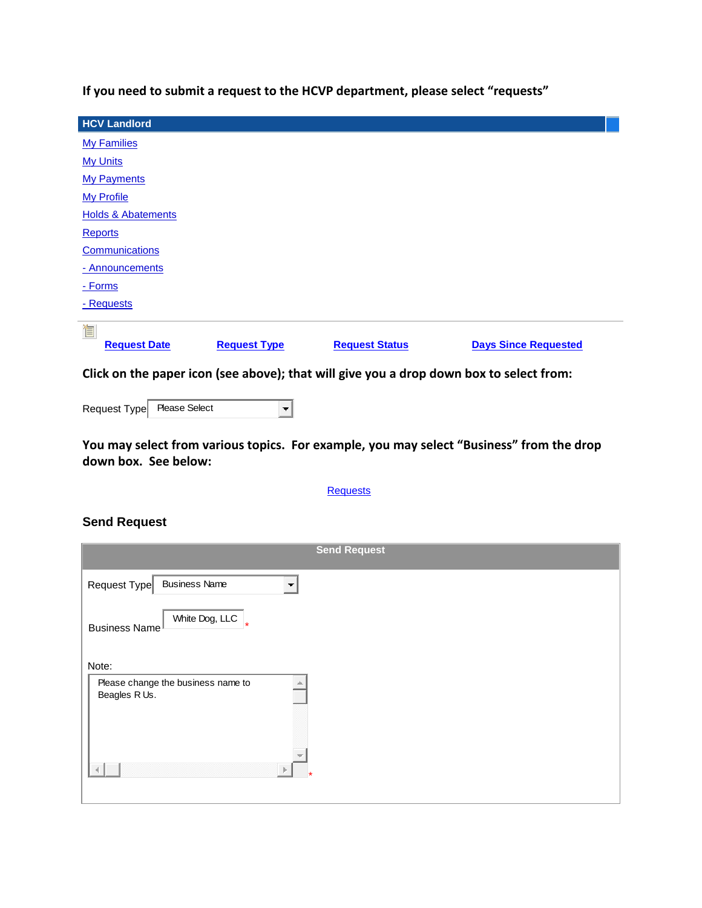**If you need to submit a request to the HCVP department, please select "requests"**

**HCV Landlord**

My Families
My Units
My Payments
My Profile
Holds & Abatements
Reports
Communications
- Announcements
- Forms
- Requests

| Request Date | Request Type | Request Status | Days Since Requested |
|---|---|---|---|

**Click on the paper icon (see above); that will give you a drop down box to select from:**

Request Type: Please Select

**You may select from various topics. For example, you may select "Business" from the drop down box. See below:**

Requests

## Send Request

**Send Request**

Request Type: Business Name

Business Name: White Dog, LLC *

Note:

Please change the business name to Beagles R Us. *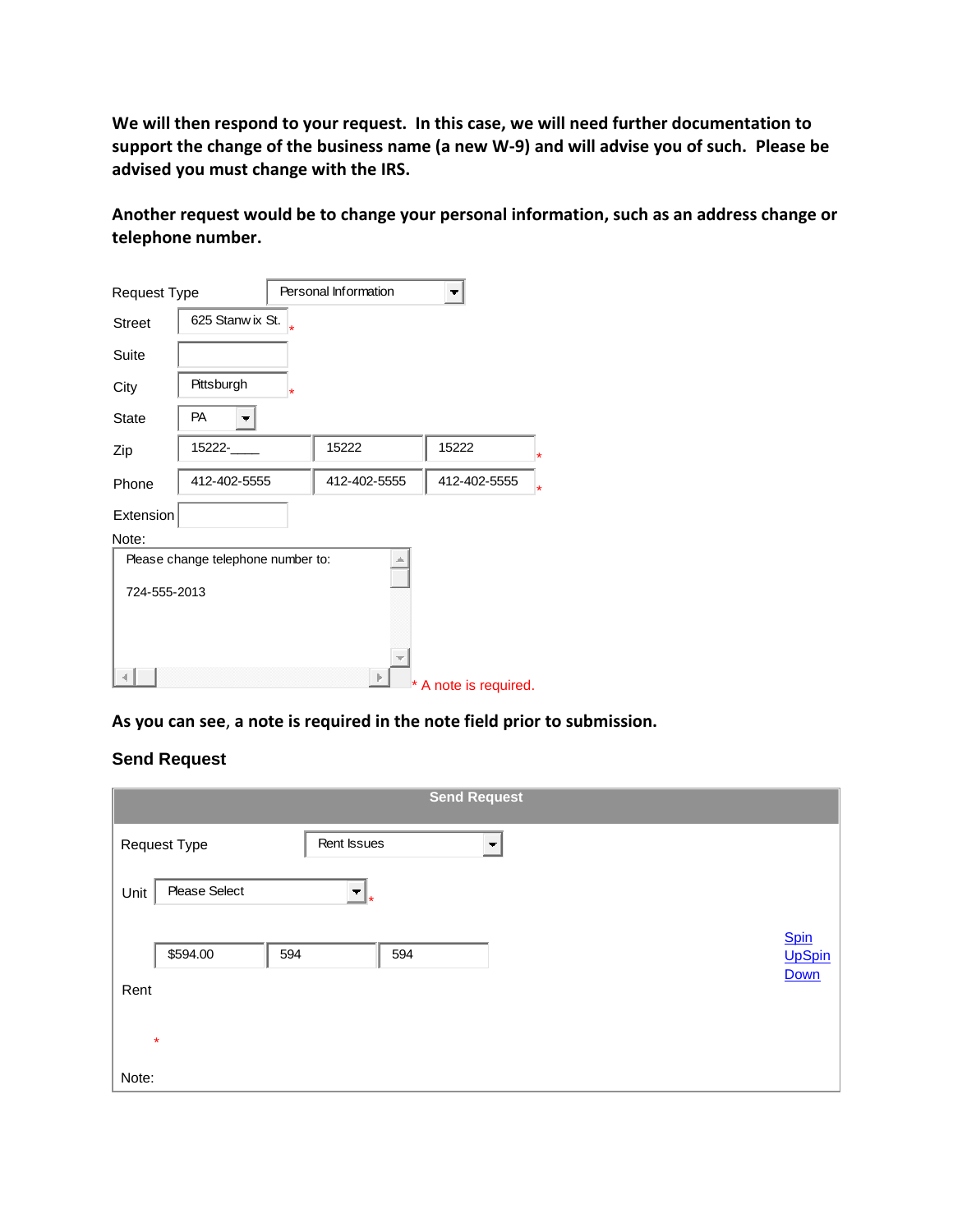**We will then respond to your request. In this case, we will need further documentation to support the change of the business name (a new W-9) and will advise you of such. Please be advised you must change with the IRS.**

**Another request would be to change your personal information, such as an address change or telephone number.**

| | | | |
|---|---|---|---|
| Request Type | Personal Information | | |
| Street | 625 Stanwix St. * | | |
| Suite | | | |
| City | Pittsburgh * | | |
| State | PA | | |
| Zip | 15222-____ | 15222 | 15222 * |
| Phone | 412-402-5555 | 412-402-5555 | 412-402-5555 * |
| Extension | | | |

Note:

Please change telephone number to:

724-555-2013

* A note is required.

**As you can see, a note is required in the note field prior to submission.**

**Send Request**

| Send Request | | | | |
|---|---|---|---|---|
| Request Type | Rent Issues | | | |
| Unit | Please Select * | | | |
| | $594.00 | 594 | 594 | Spin<br>UpSpin<br>Down |
| Rent * | | | | |
| Note: | | | | |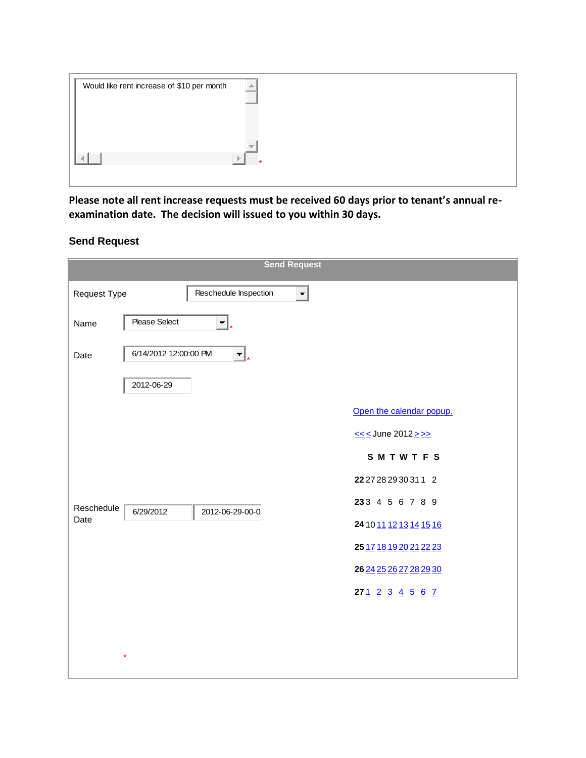Would like rent increase of $10 per month

*

**Please note all rent increase requests must be received 60 days prior to tenant's annual re-examination date. The decision will issued to you within 30 days.**

### Send Request

**Send Request**

Request Type: Reschedule Inspection

Name: Please Select *

Date: 6/14/2012 12:00:00 PM *

2012-06-29

Open the calendar popup.

<< < June 2012 > >>

| | S | M | T | W | T | F | S |
|---|---|---|---|---|---|---|---|
| **22** | 27 | 28 | 29 | 30 | 31 | 1 | 2 |
| **23** | 3 | 4 | 5 | 6 | 7 | 8 | 9 |
| **24** | 10 | 11 | 12 | 13 | 14 | 15 | 16 |
| **25** | 17 | 18 | 19 | 20 | 21 | 22 | 23 |
| **26** | 24 | 25 | 26 | 27 | 28 | 29 | 30 |
| **27** | 1 | 2 | 3 | 4 | 5 | 6 | 7 |

Reschedule Date: 6/29/2012 | 2012-06-29-00-0

*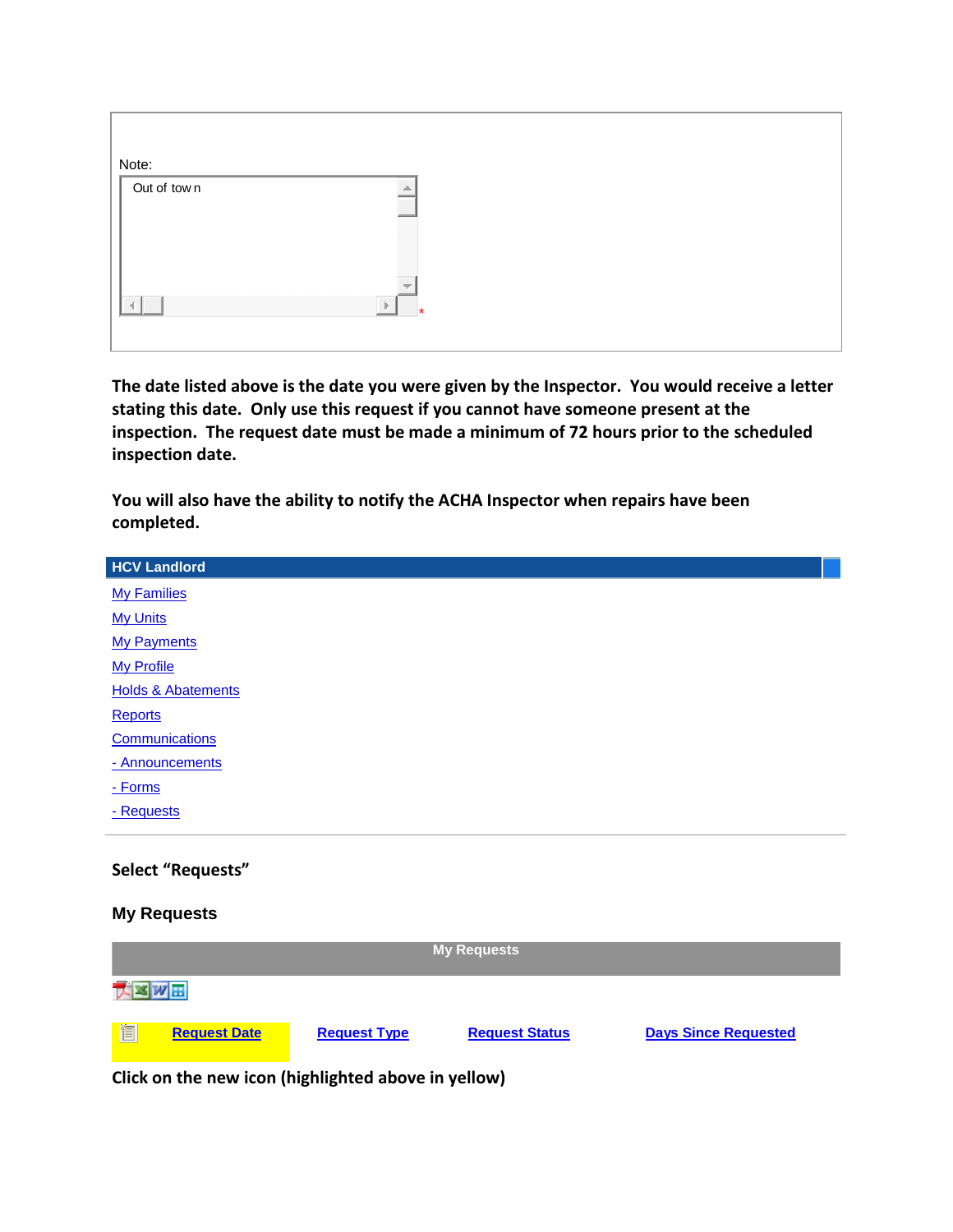Note:

Out of town

*

**The date listed above is the date you were given by the Inspector. You would receive a letter stating this date. Only use this request if you cannot have someone present at the inspection. The request date must be made a minimum of 72 hours prior to the scheduled inspection date.**

**You will also have the ability to notify the ACHA Inspector when repairs have been completed.**

**HCV Landlord**

My Families
My Units
My Payments
My Profile
Holds & Abatements
Reports
Communications
- Announcements
- Forms
- Requests

**Select "Requests"**

**My Requests**

| My Requests | | | |
|---|---|---|---|
| Request Date | Request Type | Request Status | Days Since Requested |

**Click on the new icon (highlighted above in yellow)**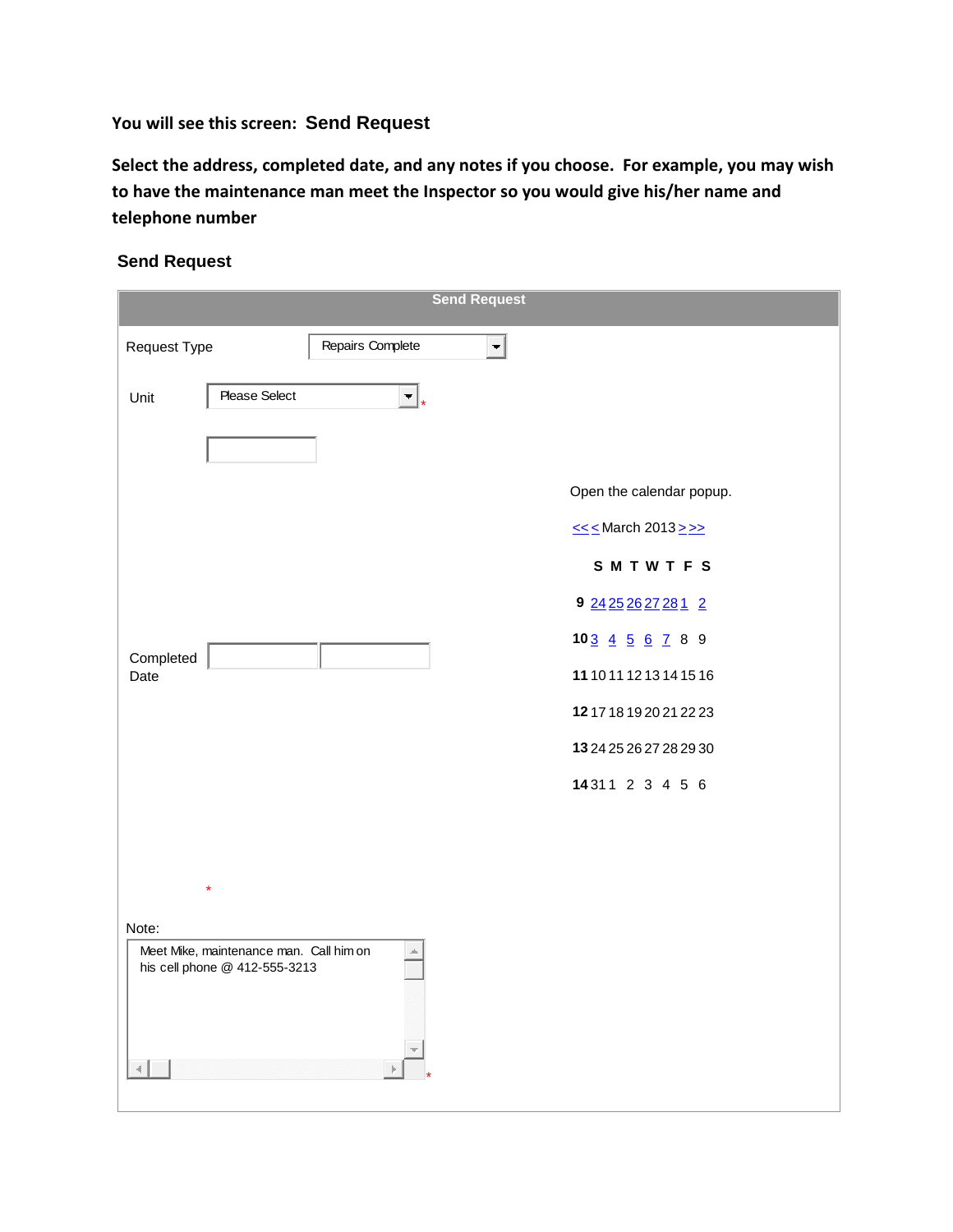**You will see this screen: Send Request**

**Select the address, completed date, and any notes if you choose. For example, you may wish to have the maintenance man meet the Inspector so you would give his/her name and telephone number**

**Send Request**

**Send Request**

Request Type: Repairs Complete

Unit: Please Select *

Open the calendar popup.

<< < March 2013 > >>

| | S | M | T | W | T | F | S |
|---|---|---|---|---|---|---|---|
| **9** | 24 | 25 | 26 | 27 | 28 | 1 | 2 |
| **10** | 3 | 4 | 5 | 6 | 7 | 8 | 9 |
| **11** | 10 | 11 | 12 | 13 | 14 | 15 | 16 |
| **12** | 17 | 18 | 19 | 20 | 21 | 22 | 23 |
| **13** | 24 | 25 | 26 | 27 | 28 | 29 | 30 |
| **14** | 31 | 1 | 2 | 3 | 4 | 5 | 6 |

Completed Date *

Note:

Meet Mike, maintenance man. Call him on his cell phone @ 412-555-3213 *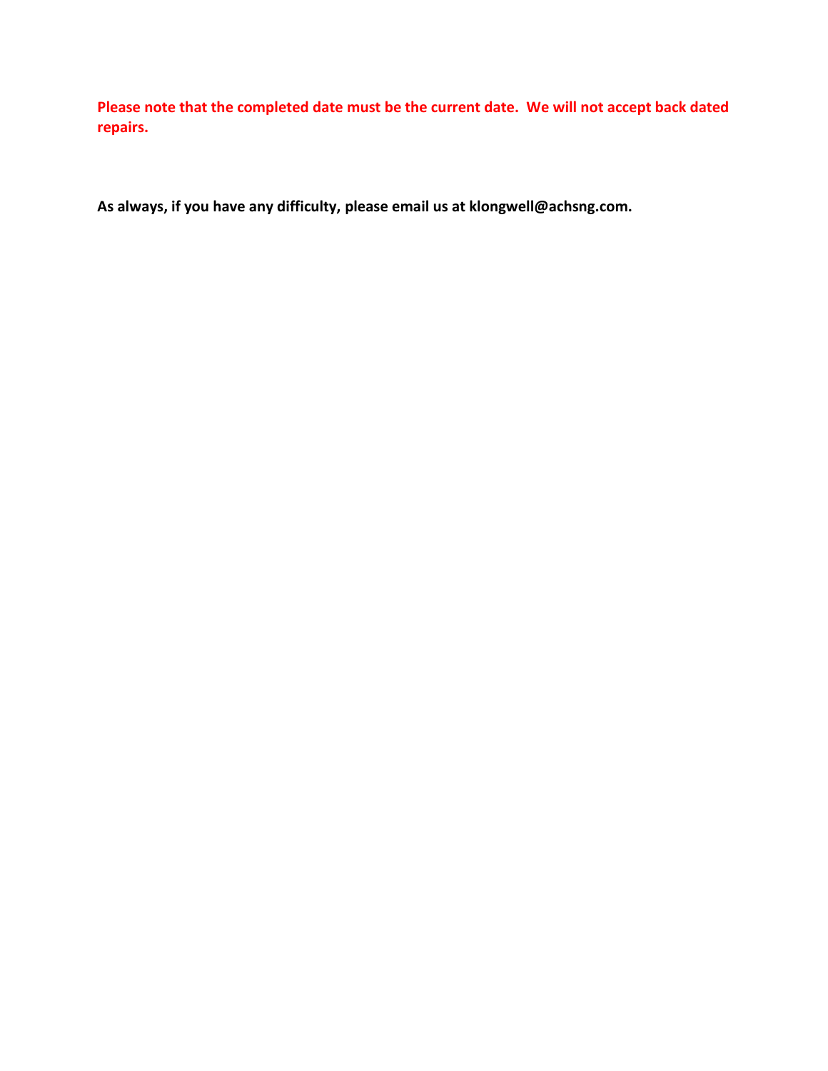**Please note that the completed date must be the current date. We will not accept back dated repairs.**

**As always, if you have any difficulty, please email us at klongwell@achsng.com.**